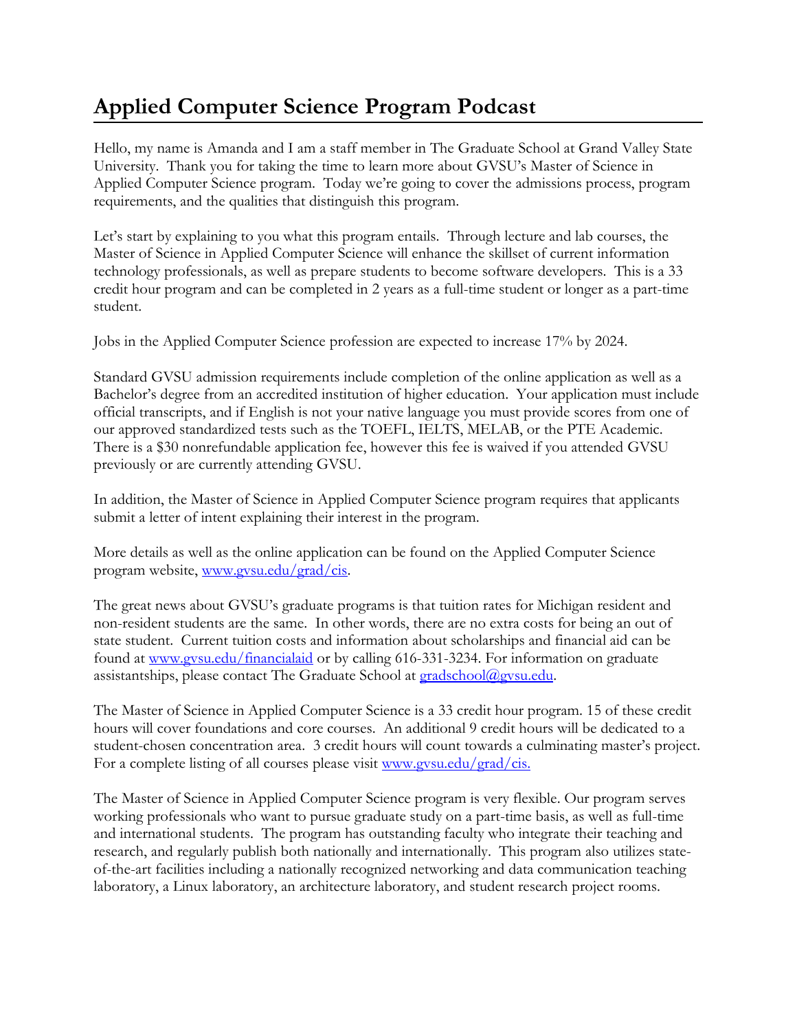# Applied Computer Science Program Podcast

Hello, my name is Amanda and I am a staff member in The Graduate School at Grand Valley State University. Thank you for taking the time to learn more about GVSU's Master of Science in Applied Computer Science program. Today we're going to cover the admissions process, program requirements, and the qualities that distinguish this program.

Let's start by explaining to you what this program entails. Through lecture and lab courses, the Master of Science in Applied Computer Science will enhance the skillset of current information technology professionals, as well as prepare students to become software developers. This is a 33 credit hour program and can be completed in 2 years as a full-time student or longer as a part-time student.

Jobs in the Applied Computer Science profession are expected to increase 17% by 2024.

Standard GVSU admission requirements include completion of the online application as well as a Bachelor's degree from an accredited institution of higher education. Your application must include official transcripts, and if English is not your native language you must provide scores from one of our approved standardized tests such as the TOEFL, IELTS, MELAB, or the PTE Academic. There is a $30 nonrefundable application fee, however this fee is waived if you attended GVSU previously or are currently attending GVSU.

In addition, the Master of Science in Applied Computer Science program requires that applicants submit a letter of intent explaining their interest in the program.

More details as well as the online application can be found on the Applied Computer Science program website, [www.gvsu.edu/grad/cis](www.gvsu.edu/grad/cis).

The great news about GVSU's graduate programs is that tuition rates for Michigan resident and non-resident students are the same. In other words, there are no extra costs for being an out of state student. Current tuition costs and information about scholarships and financial aid can be found at [www.gvsu.edu/financialaid](www.gvsu.edu/financialaid) or by calling 616-331-3234. For information on graduate assistantships, please contact The Graduate School at [gradschool@gvsu.edu](mailto:gradschool@gvsu.edu).

The Master of Science in Applied Computer Science is a 33 credit hour program. 15 of these credit hours will cover foundations and core courses. An additional 9 credit hours will be dedicated to a student-chosen concentration area. 3 credit hours will count towards a culminating master's project. For a complete listing of all courses please visit [www.gvsu.edu/grad/cis.](www.gvsu.edu/grad/cis)

The Master of Science in Applied Computer Science program is very flexible. Our program serves working professionals who want to pursue graduate study on a part-time basis, as well as full-time and international students. The program has outstanding faculty who integrate their teaching and research, and regularly publish both nationally and internationally. This program also utilizes state-of-the-art facilities including a nationally recognized networking and data communication teaching laboratory, a Linux laboratory, an architecture laboratory, and student research project rooms.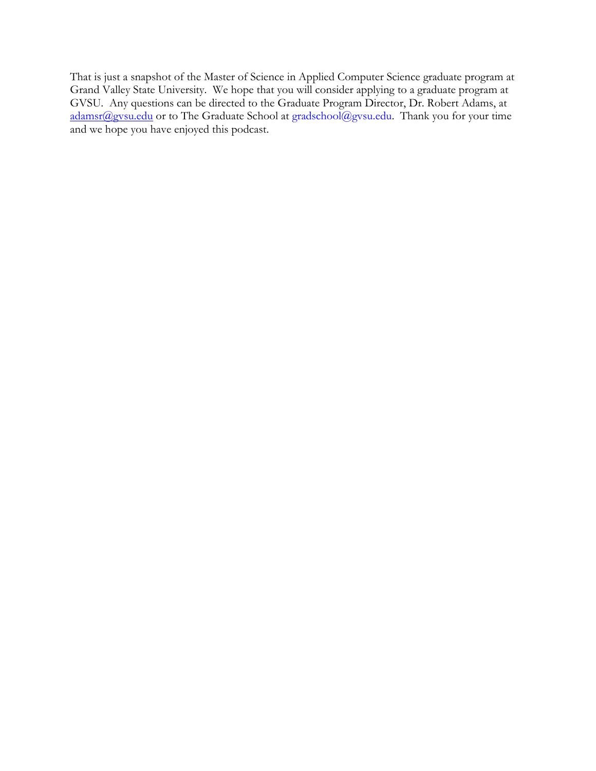That is just a snapshot of the Master of Science in Applied Computer Science graduate program at Grand Valley State University. We hope that you will consider applying to a graduate program at GVSU. Any questions can be directed to the Graduate Program Director, Dr. Robert Adams, at adamsr@gvsu.edu or to The Graduate School at gradschool@gvsu.edu. Thank you for your time and we hope you have enjoyed this podcast.